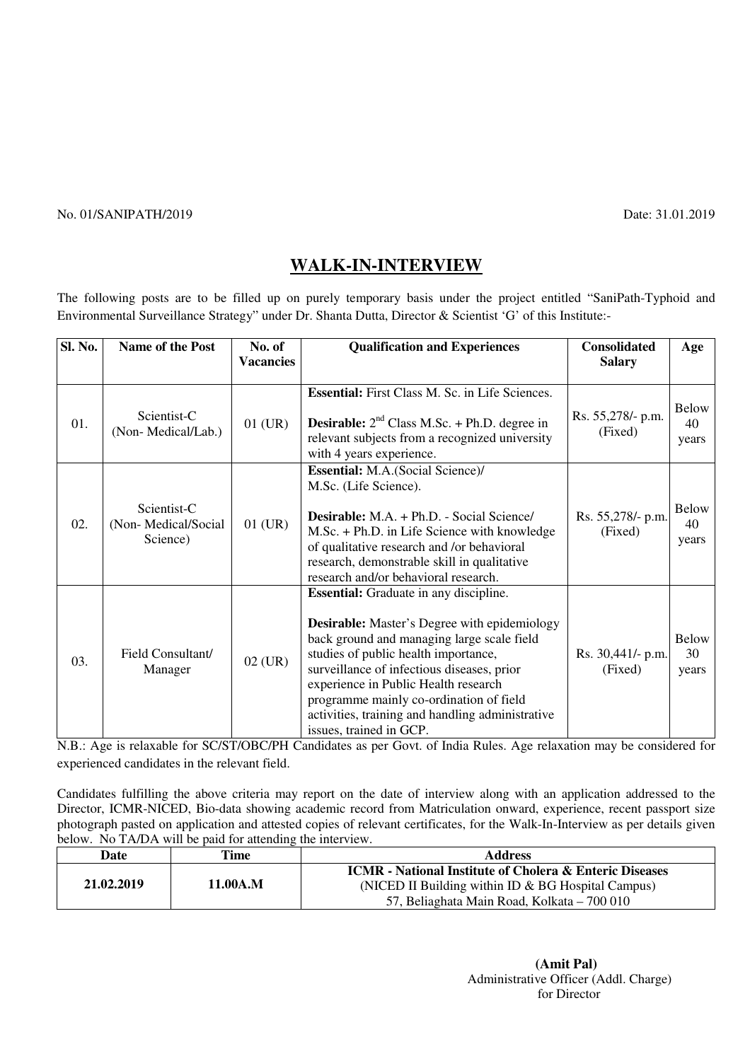No. 01/SANIPATH/2019 Date: 31.01.2019

# WALK-IN-INTERVIEW

The following posts are to be filled up on purely temporary basis under the project entitled "SaniPath-Typhoid and Environmental Surveillance Strategy" under Dr. Shanta Dutta, Director & Scientist 'G' of this Institute:-

| Sl. No. | Name of the Post | No. of Vacancies | Qualification and Experiences | Consolidated Salary | Age |
|---|---|---|---|---|---|
| 01. | Scientist-C (Non- Medical/Lab.) | 01 (UR) | **Essential:** First Class M. Sc. in Life Sciences.<br><br>**Desirable:** 2nd Class M.Sc. + Ph.D. degree in relevant subjects from a recognized university with 4 years experience. | Rs. 55,278/- p.m. (Fixed) | Below 40 years |
| 02. | Scientist-C (Non- Medical/Social Science) | 01 (UR) | **Essential:** M.A.(Social Science)/ M.Sc. (Life Science).<br><br>**Desirable:** M.A. + Ph.D. - Social Science/ M.Sc. + Ph.D. in Life Science with knowledge of qualitative research and /or behavioral research, demonstrable skill in qualitative research and/or behavioral research. | Rs. 55,278/- p.m. (Fixed) | Below 40 years |
| 03. | Field Consultant/ Manager | 02 (UR) | **Essential:** Graduate in any discipline.<br><br>**Desirable:** Master's Degree with epidemiology back ground and managing large scale field studies of public health importance, surveillance of infectious diseases, prior experience in Public Health research programme mainly co-ordination of field activities, training and handling administrative issues, trained in GCP. | Rs. 30,441/- p.m. (Fixed) | Below 30 years |

N.B.: Age is relaxable for SC/ST/OBC/PH Candidates as per Govt. of India Rules. Age relaxation may be considered for experienced candidates in the relevant field.

Candidates fulfilling the above criteria may report on the date of interview along with an application addressed to the Director, ICMR-NICED, Bio-data showing academic record from Matriculation onward, experience, recent passport size photograph pasted on application and attested copies of relevant certificates, for the Walk-In-Interview as per details given below. No TA/DA will be paid for attending the interview.

| Date | Time | Address |
|---|---|---|
| **21.02.2019** | **11.00A.M** | **ICMR - National Institute of Cholera & Enteric Diseases**<br>(NICED II Building within ID & BG Hospital Campus)<br>57, Beliaghata Main Road, Kolkata – 700 010 |

**(Amit Pal)**
Administrative Officer (Addl. Charge)
for Director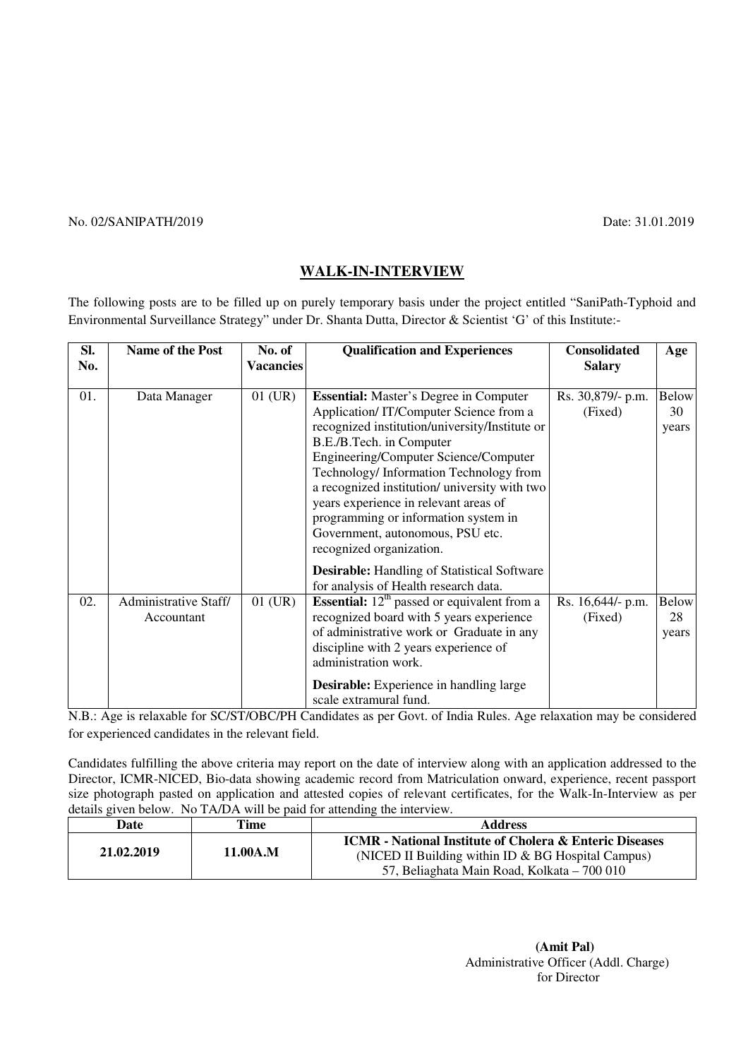No. 02/SANIPATH/2019 Date: 31.01.2019

## WALK-IN-INTERVIEW

The following posts are to be filled up on purely temporary basis under the project entitled "SaniPath-Typhoid and Environmental Surveillance Strategy" under Dr. Shanta Dutta, Director & Scientist 'G' of this Institute:-

| Sl. No. | Name of the Post | No. of Vacancies | Qualification and Experiences | Consolidated Salary | Age |
|---|---|---|---|---|---|
| 01. | Data Manager | 01 (UR) | **Essential:** Master's Degree in Computer Application/ IT/Computer Science from a recognized institution/university/Institute or B.E./B.Tech. in Computer Engineering/Computer Science/Computer Technology/ Information Technology from a recognized institution/ university with two years experience in relevant areas of programming or information system in Government, autonomous, PSU etc. recognized organization. **Desirable:** Handling of Statistical Software for analysis of Health research data. | Rs. 30,879/- p.m. (Fixed) | Below 30 years |
| 02. | Administrative Staff/ Accountant | 01 (UR) | **Essential:** 12[th] passed or equivalent from a recognized board with 5 years experience of administrative work or Graduate in any discipline with 2 years experience of administration work. **Desirable:** Experience in handling large scale extramural fund. | Rs. 16,644/- p.m. (Fixed) | Below 28 years |

N.B.: Age is relaxable for SC/ST/OBC/PH Candidates as per Govt. of India Rules. Age relaxation may be considered for experienced candidates in the relevant field.

Candidates fulfilling the above criteria may report on the date of interview along with an application addressed to the Director, ICMR-NICED, Bio-data showing academic record from Matriculation onward, experience, recent passport size photograph pasted on application and attested copies of relevant certificates, for the Walk-In-Interview as per details given below. No TA/DA will be paid for attending the interview.

| Date | Time | Address |
|---|---|---|
| **21.02.2019** | **11.00A.M** | **ICMR - National Institute of Cholera & Enteric Diseases** (NICED II Building within ID & BG Hospital Campus) 57, Beliaghata Main Road, Kolkata – 700 010 |

**(Amit Pal)**
Administrative Officer (Addl. Charge)
for Director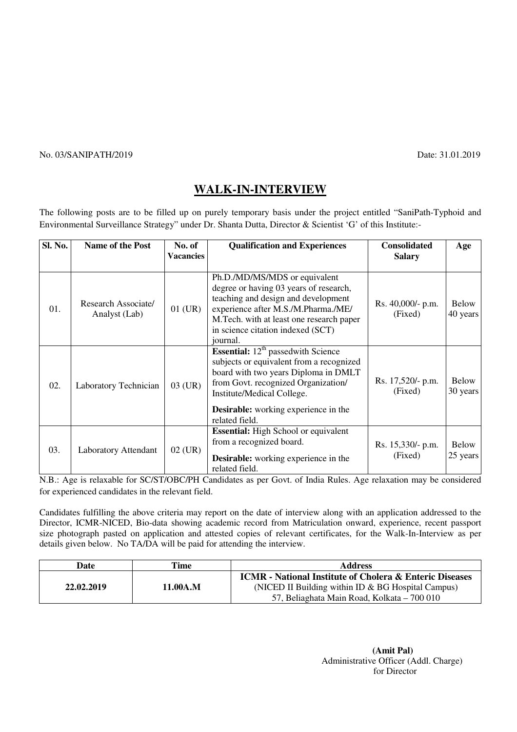No. 03/SANIPATH/2019 Date: 31.01.2019

# WALK-IN-INTERVIEW

The following posts are to be filled up on purely temporary basis under the project entitled "SaniPath-Typhoid and Environmental Surveillance Strategy" under Dr. Shanta Dutta, Director & Scientist 'G' of this Institute:-

| Sl. No. | Name of the Post | No. of Vacancies | Qualification and Experiences | Consolidated Salary | Age |
|---|---|---|---|---|---|
| 01. | Research Associate/ Analyst (Lab) | 01 (UR) | Ph.D./MD/MS/MDS or equivalent degree or having 03 years of research, teaching and design and development experience after M.S./M.Pharma./ME/ M.Tech. with at least one research paper in science citation indexed (SCT) journal. | Rs. 40,000/- p.m. (Fixed) | Below 40 years |
| 02. | Laboratory Technician | 03 (UR) | **Essential:** 12th passedwith Science subjects or equivalent from a recognized board with two years Diploma in DMLT from Govt. recognized Organization/ Institute/Medical College. **Desirable:** working experience in the related field. | Rs. 17,520/- p.m. (Fixed) | Below 30 years |
| 03. | Laboratory Attendant | 02 (UR) | **Essential:** High School or equivalent from a recognized board. **Desirable:** working experience in the related field. | Rs. 15,330/- p.m. (Fixed) | Below 25 years |

N.B.: Age is relaxable for SC/ST/OBC/PH Candidates as per Govt. of India Rules. Age relaxation may be considered for experienced candidates in the relevant field.

Candidates fulfilling the above criteria may report on the date of interview along with an application addressed to the Director, ICMR-NICED, Bio-data showing academic record from Matriculation onward, experience, recent passport size photograph pasted on application and attested copies of relevant certificates, for the Walk-In-Interview as per details given below. No TA/DA will be paid for attending the interview.

| Date | Time | Address |
|---|---|---|
| **22.02.2019** | **11.00A.M** | **ICMR - National Institute of Cholera & Enteric Diseases** (NICED II Building within ID & BG Hospital Campus) 57, Beliaghata Main Road, Kolkata – 700 010 |

**(Amit Pal)**
Administrative Officer (Addl. Charge)
for Director